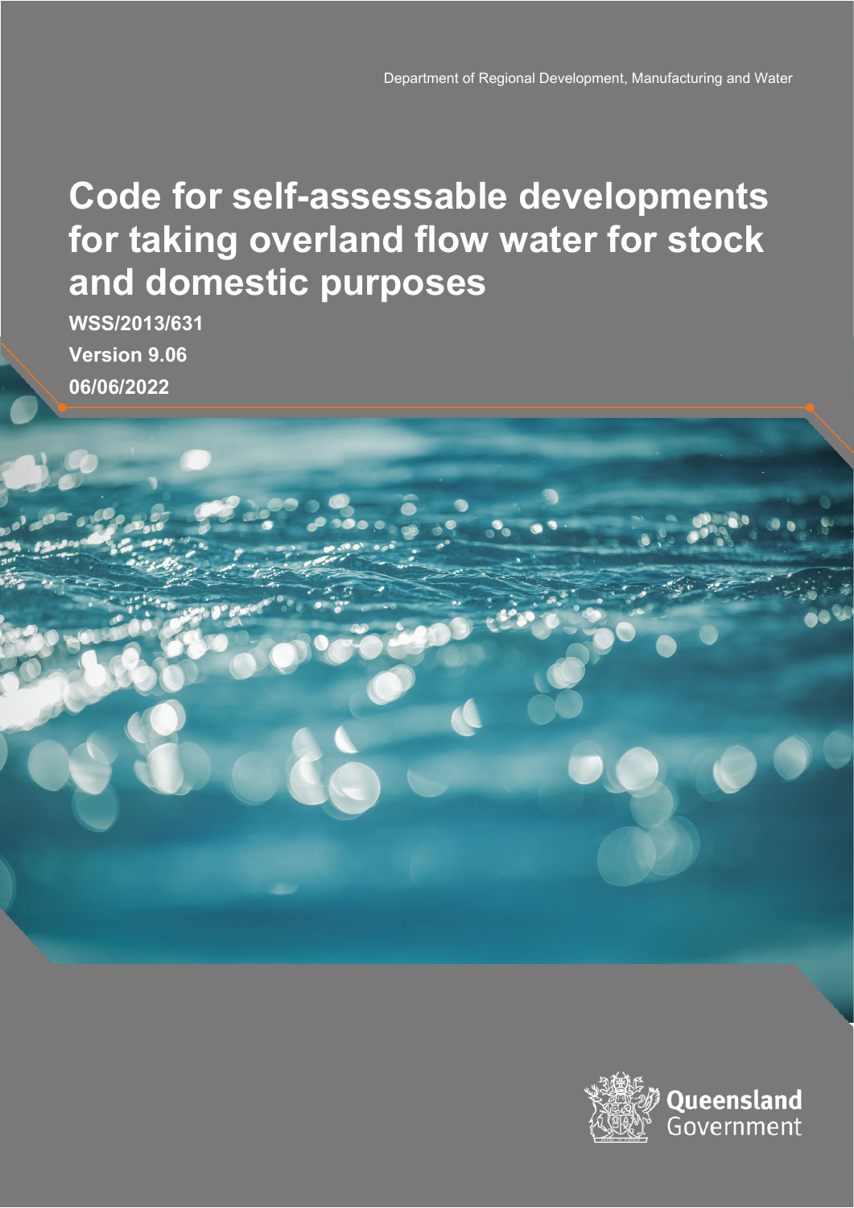Department of Regional Development, Manufacturing and Water

# Code for self-assessable developments for taking overland flow water for stock and domestic purposes

**WSS/2013/631**

**Version 9.06**

**06/06/2022**

Queensland Government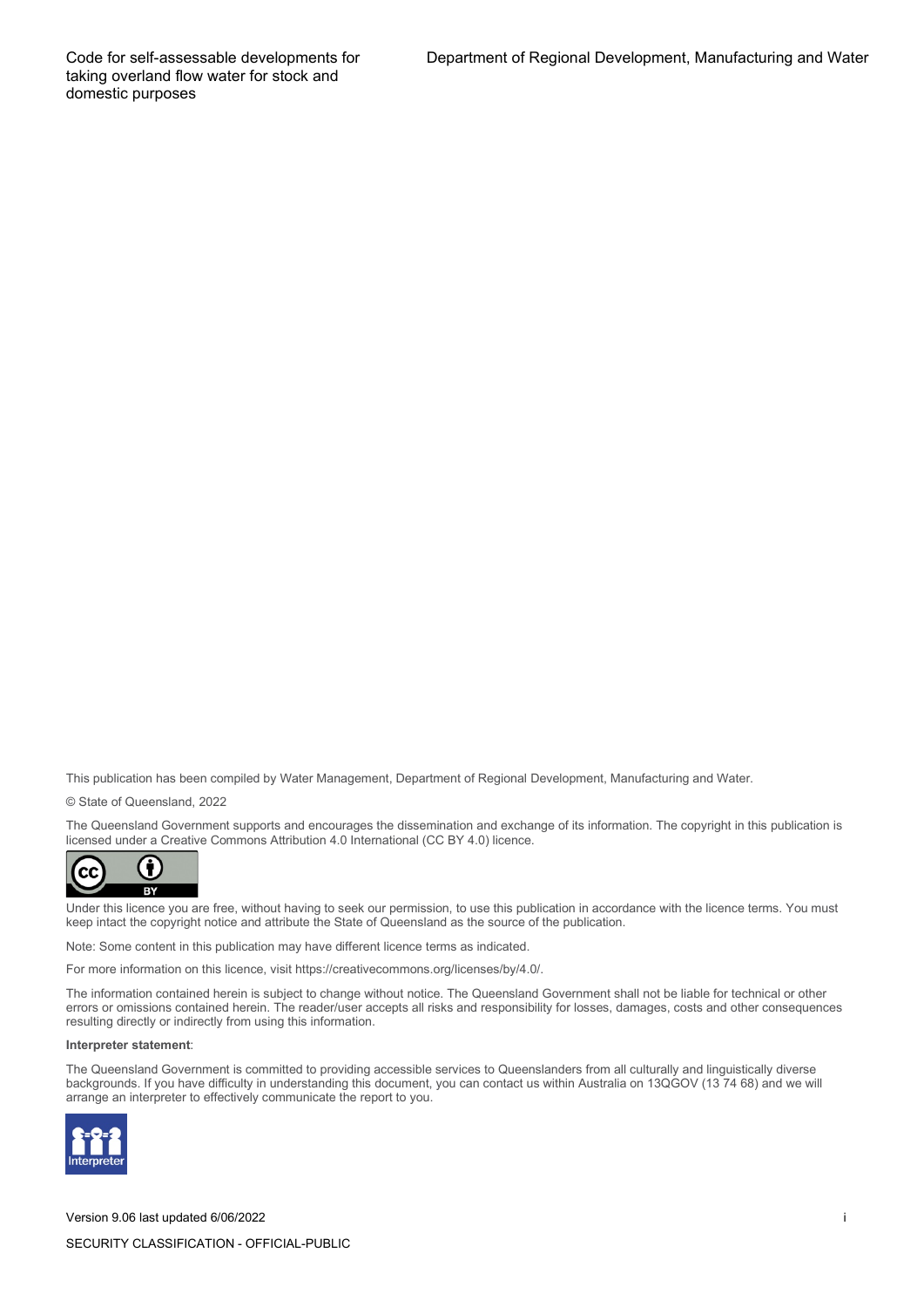This publication has been compiled by Water Management, Department of Regional Development, Manufacturing and Water.

© State of Queensland, 2022

The Queensland Government supports and encourages the dissemination and exchange of its information. The copyright in this publication is licensed under a Creative Commons Attribution 4.0 International (CC BY 4.0) licence.

Under this licence you are free, without having to seek our permission, to use this publication in accordance with the licence terms. You must keep intact the copyright notice and attribute the State of Queensland as the source of the publication.

Note: Some content in this publication may have different licence terms as indicated.

For more information on this licence, visit https://creativecommons.org/licenses/by/4.0/.

The information contained herein is subject to change without notice. The Queensland Government shall not be liable for technical or other errors or omissions contained herein. The reader/user accepts all risks and responsibility for losses, damages, costs and other consequences resulting directly or indirectly from using this information.

**Interpreter statement**:

The Queensland Government is committed to providing accessible services to Queenslanders from all culturally and linguistically diverse backgrounds. If you have difficulty in understanding this document, you can contact us within Australia on 13QGOV (13 74 68) and we will arrange an interpreter to effectively communicate the report to you.

Version 9.06 last updated 6/06/2022

SECURITY CLASSIFICATION - OFFICIAL-PUBLIC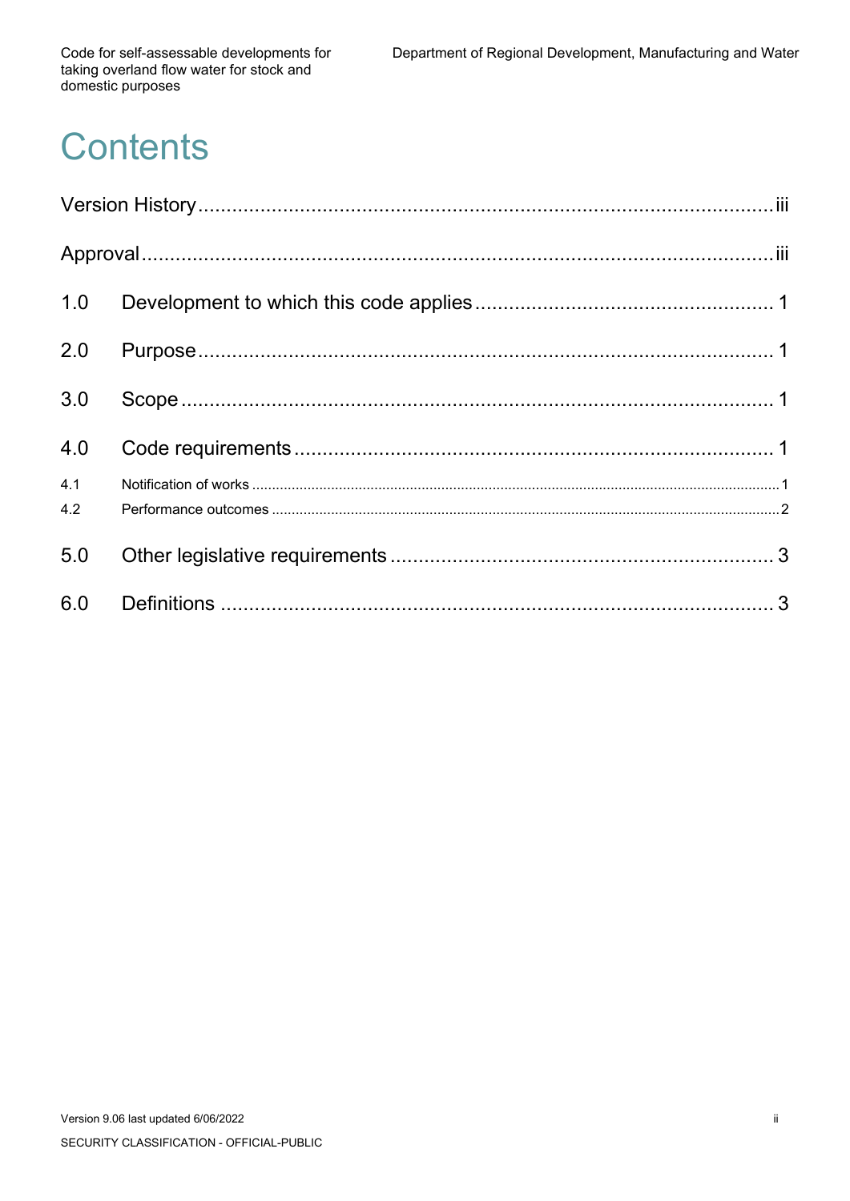# Contents

Version History ........................................................................................................iii

Approval ..................................................................................................................iii

1.0 Development to which this code applies ....................................................... 1

2.0 Purpose ........................................................................................................ 1

3.0 Scope ........................................................................................................... 1

4.0 Code requirements ...................................................................................... 1

4.1 Notification of works ............................................................................................................ 1

4.2 Performance outcomes ....................................................................................................... 2

5.0 Other legislative requirements ...................................................................... 3

6.0 Definitions ................................................................................................... 3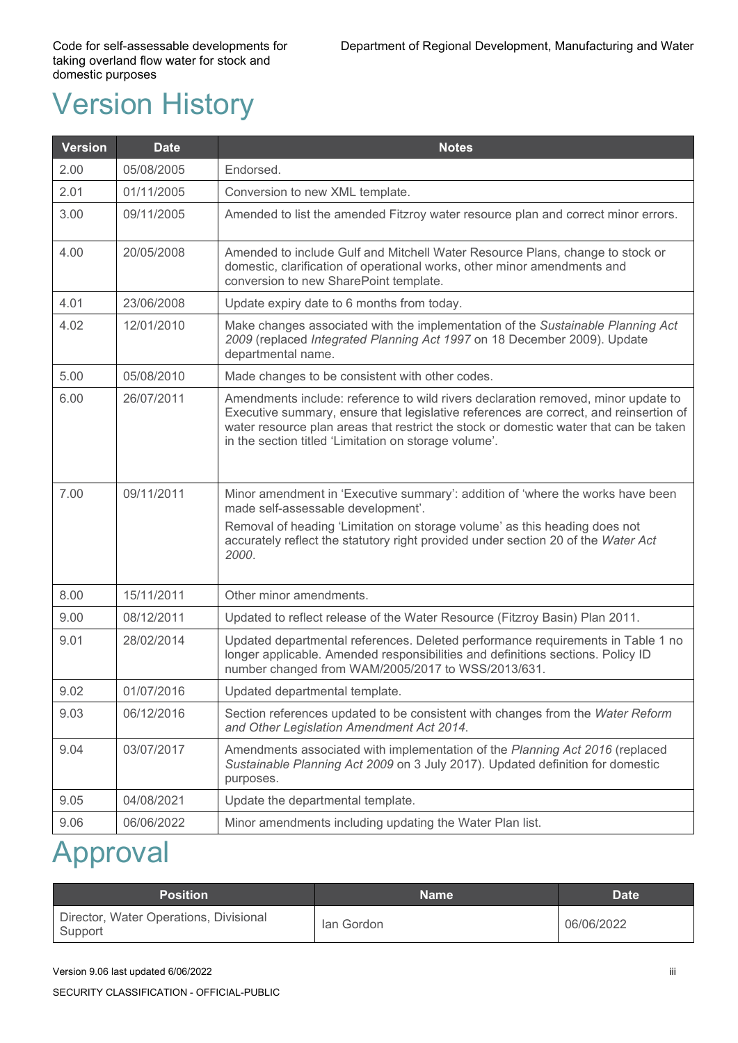# Version History

| Version | Date | Notes |
|---|---|---|
| 2.00 | 05/08/2005 | Endorsed. |
| 2.01 | 01/11/2005 | Conversion to new XML template. |
| 3.00 | 09/11/2005 | Amended to list the amended Fitzroy water resource plan and correct minor errors. |
| 4.00 | 20/05/2008 | Amended to include Gulf and Mitchell Water Resource Plans, change to stock or domestic, clarification of operational works, other minor amendments and conversion to new SharePoint template. |
| 4.01 | 23/06/2008 | Update expiry date to 6 months from today. |
| 4.02 | 12/01/2010 | Make changes associated with the implementation of the *Sustainable Planning Act 2009* (replaced *Integrated Planning Act 1997* on 18 December 2009). Update departmental name. |
| 5.00 | 05/08/2010 | Made changes to be consistent with other codes. |
| 6.00 | 26/07/2011 | Amendments include: reference to wild rivers declaration removed, minor update to Executive summary, ensure that legislative references are correct, and reinsertion of water resource plan areas that restrict the stock or domestic water that can be taken in the section titled 'Limitation on storage volume'. |
| 7.00 | 09/11/2011 | Minor amendment in 'Executive summary': addition of 'where the works have been made self-assessable development'.<br>Removal of heading 'Limitation on storage volume' as this heading does not accurately reflect the statutory right provided under section 20 of the *Water Act 2000*. |
| 8.00 | 15/11/2011 | Other minor amendments. |
| 9.00 | 08/12/2011 | Updated to reflect release of the Water Resource (Fitzroy Basin) Plan 2011. |
| 9.01 | 28/02/2014 | Updated departmental references. Deleted performance requirements in Table 1 no longer applicable. Amended responsibilities and definitions sections. Policy ID number changed from WAM/2005/2017 to WSS/2013/631. |
| 9.02 | 01/07/2016 | Updated departmental template. |
| 9.03 | 06/12/2016 | Section references updated to be consistent with changes from the *Water Reform and Other Legislation Amendment Act 2014.* |
| 9.04 | 03/07/2017 | Amendments associated with implementation of the *Planning Act 2016* (replaced *Sustainable Planning Act 2009* on 3 July 2017). Updated definition for domestic purposes. |
| 9.05 | 04/08/2021 | Update the departmental template. |
| 9.06 | 06/06/2022 | Minor amendments including updating the Water Plan list. |

# Approval

| Position | Name | Date |
|---|---|---|
| Director, Water Operations, Divisional Support | Ian Gordon | 06/06/2022 |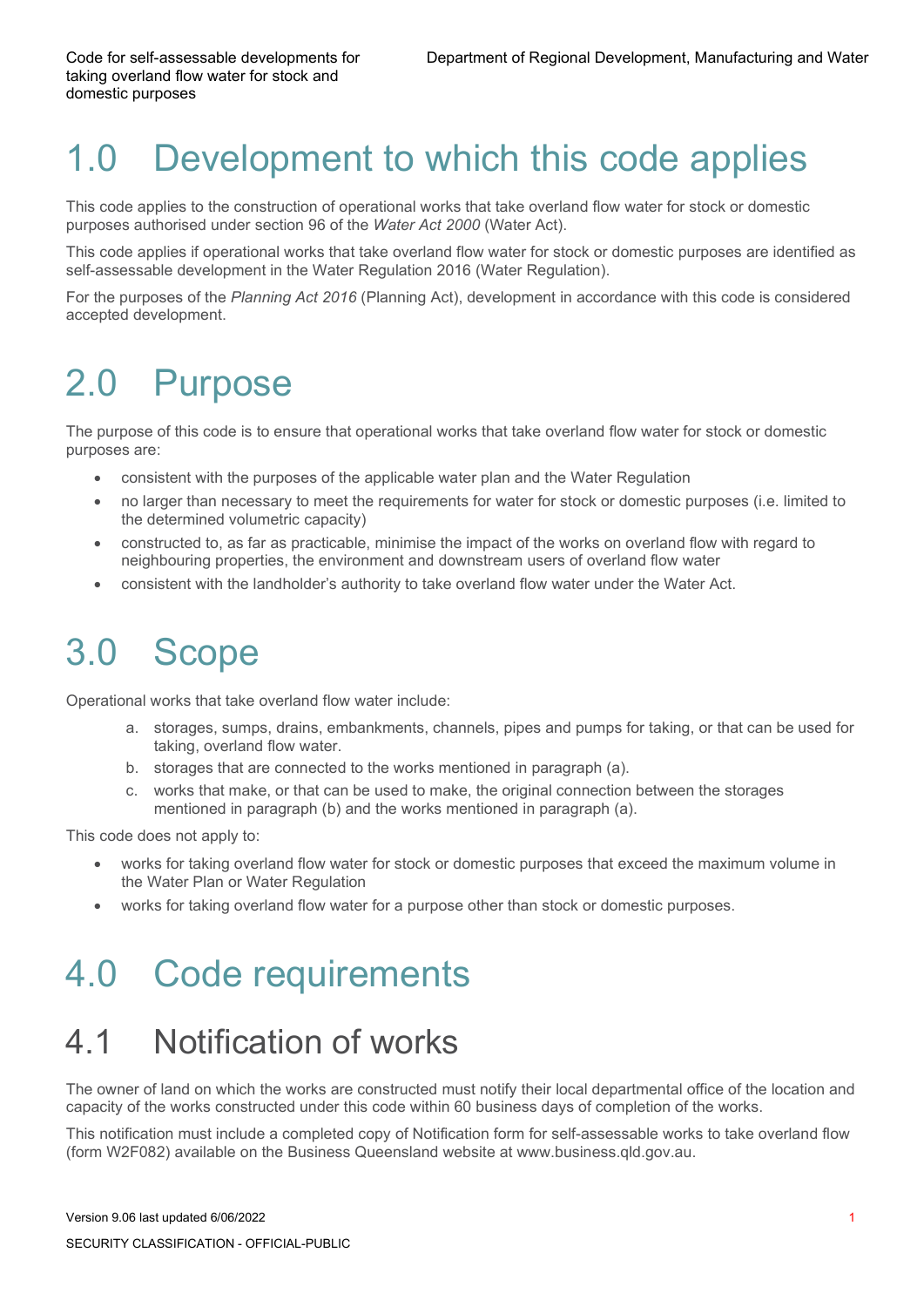# 1.0 Development to which this code applies

This code applies to the construction of operational works that take overland flow water for stock or domestic purposes authorised under section 96 of the *Water Act 2000* (Water Act).

This code applies if operational works that take overland flow water for stock or domestic purposes are identified as self-assessable development in the Water Regulation 2016 (Water Regulation).

For the purposes of the *Planning Act 2016* (Planning Act), development in accordance with this code is considered accepted development.

# 2.0 Purpose

The purpose of this code is to ensure that operational works that take overland flow water for stock or domestic purposes are:

- consistent with the purposes of the applicable water plan and the Water Regulation
- no larger than necessary to meet the requirements for water for stock or domestic purposes (i.e. limited to the determined volumetric capacity)
- constructed to, as far as practicable, minimise the impact of the works on overland flow with regard to neighbouring properties, the environment and downstream users of overland flow water
- consistent with the landholder's authority to take overland flow water under the Water Act.

# 3.0 Scope

Operational works that take overland flow water include:

a. storages, sumps, drains, embankments, channels, pipes and pumps for taking, or that can be used for taking, overland flow water.
b. storages that are connected to the works mentioned in paragraph (a).
c. works that make, or that can be used to make, the original connection between the storages mentioned in paragraph (b) and the works mentioned in paragraph (a).

This code does not apply to:

- works for taking overland flow water for stock or domestic purposes that exceed the maximum volume in the Water Plan or Water Regulation
- works for taking overland flow water for a purpose other than stock or domestic purposes.

# 4.0 Code requirements

## 4.1 Notification of works

The owner of land on which the works are constructed must notify their local departmental office of the location and capacity of the works constructed under this code within 60 business days of completion of the works.

This notification must include a completed copy of Notification form for self-assessable works to take overland flow (form W2F082) available on the Business Queensland website at www.business.qld.gov.au.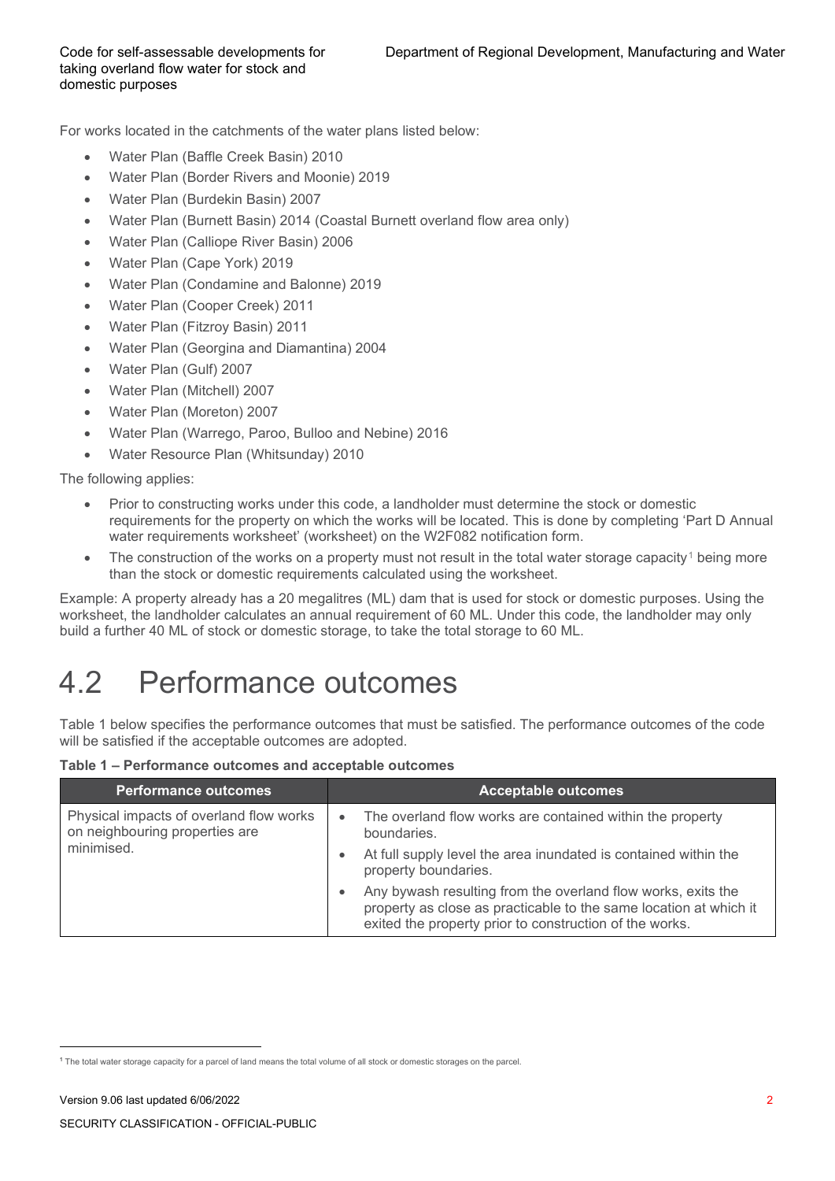For works located in the catchments of the water plans listed below:

- Water Plan (Baffle Creek Basin) 2010
- Water Plan (Border Rivers and Moonie) 2019
- Water Plan (Burdekin Basin) 2007
- Water Plan (Burnett Basin) 2014 (Coastal Burnett overland flow area only)
- Water Plan (Calliope River Basin) 2006
- Water Plan (Cape York) 2019
- Water Plan (Condamine and Balonne) 2019
- Water Plan (Cooper Creek) 2011
- Water Plan (Fitzroy Basin) 2011
- Water Plan (Georgina and Diamantina) 2004
- Water Plan (Gulf) 2007
- Water Plan (Mitchell) 2007
- Water Plan (Moreton) 2007
- Water Plan (Warrego, Paroo, Bulloo and Nebine) 2016
- Water Resource Plan (Whitsunday) 2010

The following applies:

- Prior to constructing works under this code, a landholder must determine the stock or domestic requirements for the property on which the works will be located. This is done by completing 'Part D Annual water requirements worksheet' (worksheet) on the W2F082 notification form.
- The construction of the works on a property must not result in the total water storage capacity[1] being more than the stock or domestic requirements calculated using the worksheet.

Example: A property already has a 20 megalitres (ML) dam that is used for stock or domestic purposes. Using the worksheet, the landholder calculates an annual requirement of 60 ML. Under this code, the landholder may only build a further 40 ML of stock or domestic storage, to take the total storage to 60 ML.

# 4.2 Performance outcomes

Table 1 below specifies the performance outcomes that must be satisfied. The performance outcomes of the code will be satisfied if the acceptable outcomes are adopted.

**Table 1 – Performance outcomes and acceptable outcomes**

| Performance outcomes | Acceptable outcomes |
|---|---|
| Physical impacts of overland flow works on neighbouring properties are minimised. | • The overland flow works are contained within the property boundaries.<br>• At full supply level the area inundated is contained within the property boundaries.<br>• Any bywash resulting from the overland flow works, exits the property as close as practicable to the same location at which it exited the property prior to construction of the works. |

[1] The total water storage capacity for a parcel of land means the total volume of all stock or domestic storages on the parcel.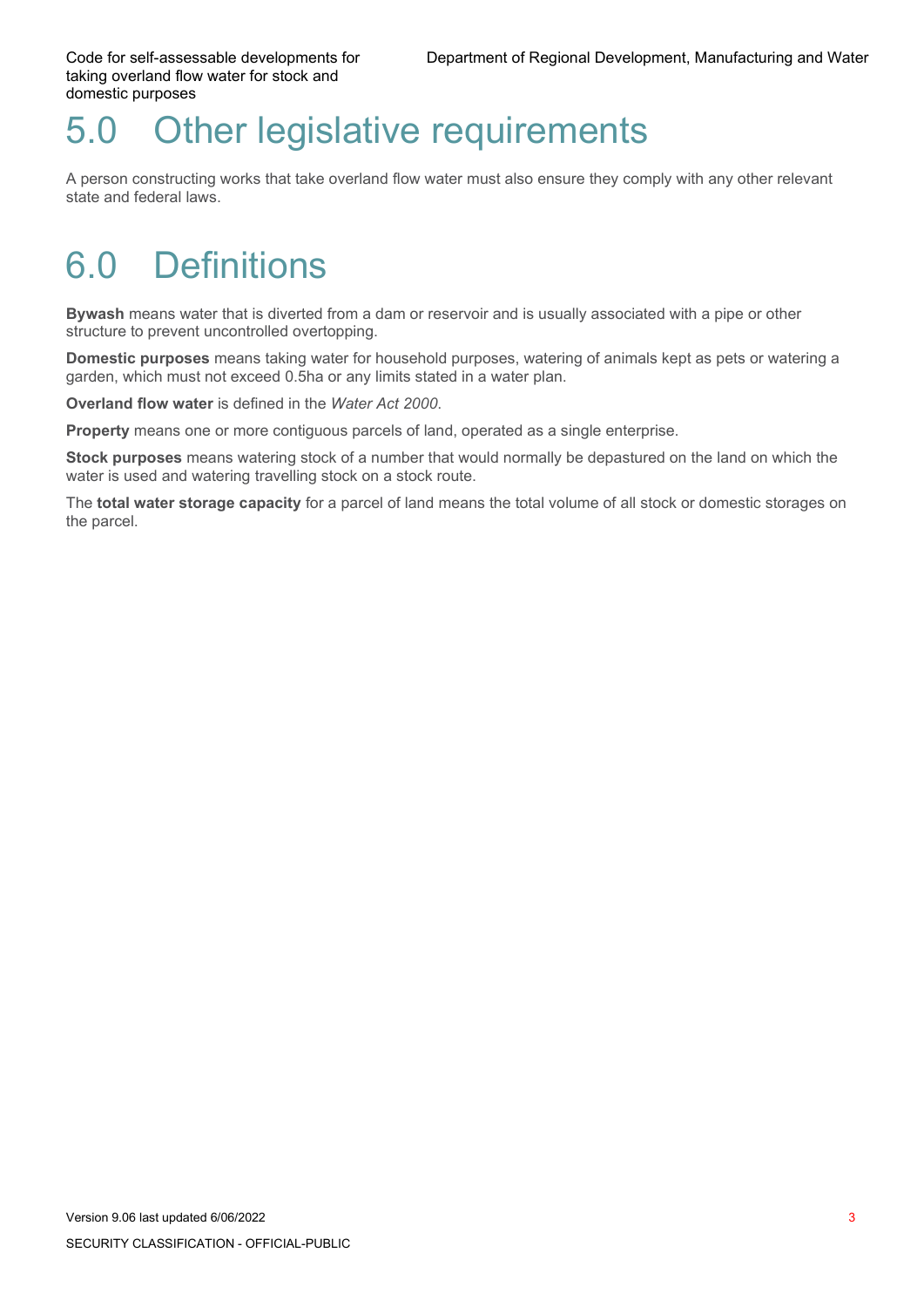# 5.0 Other legislative requirements

A person constructing works that take overland flow water must also ensure they comply with any other relevant state and federal laws.

# 6.0 Definitions

**Bywash** means water that is diverted from a dam or reservoir and is usually associated with a pipe or other structure to prevent uncontrolled overtopping.

**Domestic purposes** means taking water for household purposes, watering of animals kept as pets or watering a garden, which must not exceed 0.5ha or any limits stated in a water plan.

**Overland flow water** is defined in the *Water Act 2000*.

**Property** means one or more contiguous parcels of land, operated as a single enterprise.

**Stock purposes** means watering stock of a number that would normally be depastured on the land on which the water is used and watering travelling stock on a stock route.

The **total water storage capacity** for a parcel of land means the total volume of all stock or domestic storages on the parcel.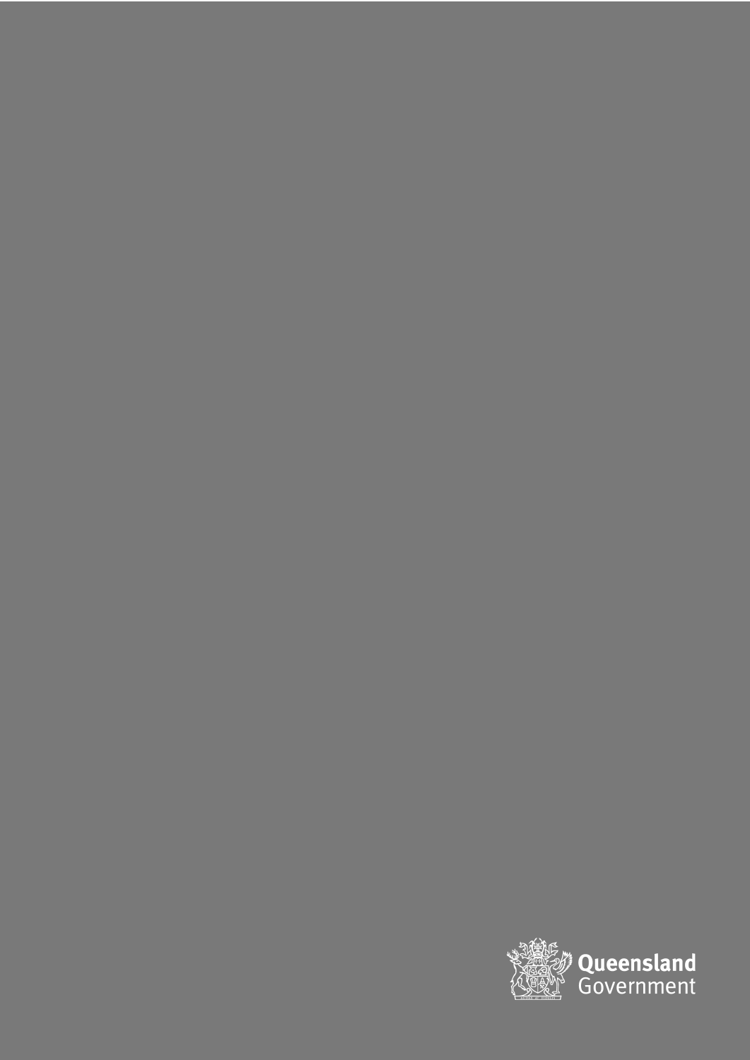Queensland
Government